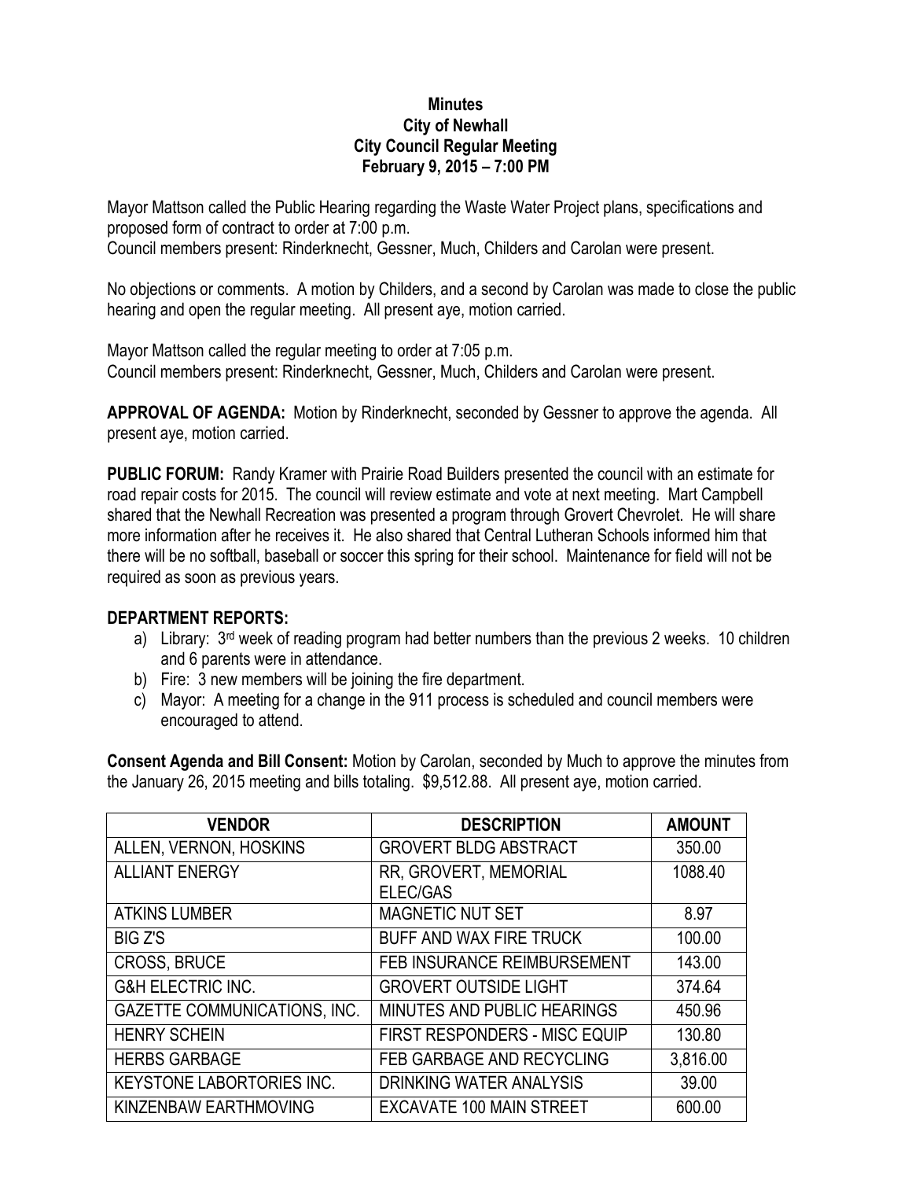**Minutes**
**City of Newhall**
**City Council Regular Meeting**
**February 9, 2015 – 7:00 PM**

Mayor Mattson called the Public Hearing regarding the Waste Water Project plans, specifications and proposed form of contract to order at 7:00 p.m.
Council members present: Rinderknecht, Gessner, Much, Childers and Carolan were present.

No objections or comments. A motion by Childers, and a second by Carolan was made to close the public hearing and open the regular meeting. All present aye, motion carried.

Mayor Mattson called the regular meeting to order at 7:05 p.m.
Council members present: Rinderknecht, Gessner, Much, Childers and Carolan were present.

**APPROVAL OF AGENDA:** Motion by Rinderknecht, seconded by Gessner to approve the agenda. All present aye, motion carried.

**PUBLIC FORUM:** Randy Kramer with Prairie Road Builders presented the council with an estimate for road repair costs for 2015. The council will review estimate and vote at next meeting. Mart Campbell shared that the Newhall Recreation was presented a program through Grovert Chevrolet. He will share more information after he receives it. He also shared that Central Lutheran Schools informed him that there will be no softball, baseball or soccer this spring for their school. Maintenance for field will not be required as soon as previous years.

**DEPARTMENT REPORTS:**

a) Library: 3rd week of reading program had better numbers than the previous 2 weeks. 10 children and 6 parents were in attendance.
b) Fire: 3 new members will be joining the fire department.
c) Mayor: A meeting for a change in the 911 process is scheduled and council members were encouraged to attend.

**Consent Agenda and Bill Consent:** Motion by Carolan, seconded by Much to approve the minutes from the January 26, 2015 meeting and bills totaling. $9,512.88. All present aye, motion carried.

| VENDOR | DESCRIPTION | AMOUNT |
|---|---|---|
| ALLEN, VERNON, HOSKINS | GROVERT BLDG ABSTRACT | 350.00 |
| ALLIANT ENERGY | RR, GROVERT, MEMORIAL ELEC/GAS | 1088.40 |
| ATKINS LUMBER | MAGNETIC NUT SET | 8.97 |
| BIG Z'S | BUFF AND WAX FIRE TRUCK | 100.00 |
| CROSS, BRUCE | FEB INSURANCE REIMBURSEMENT | 143.00 |
| G&H ELECTRIC INC. | GROVERT OUTSIDE LIGHT | 374.64 |
| GAZETTE COMMUNICATIONS, INC. | MINUTES AND PUBLIC HEARINGS | 450.96 |
| HENRY SCHEIN | FIRST RESPONDERS - MISC EQUIP | 130.80 |
| HERBS GARBAGE | FEB GARBAGE AND RECYCLING | 3,816.00 |
| KEYSTONE LABORTORIES INC. | DRINKING WATER ANALYSIS | 39.00 |
| KINZENBAW EARTHMOVING | EXCAVATE 100 MAIN STREET | 600.00 |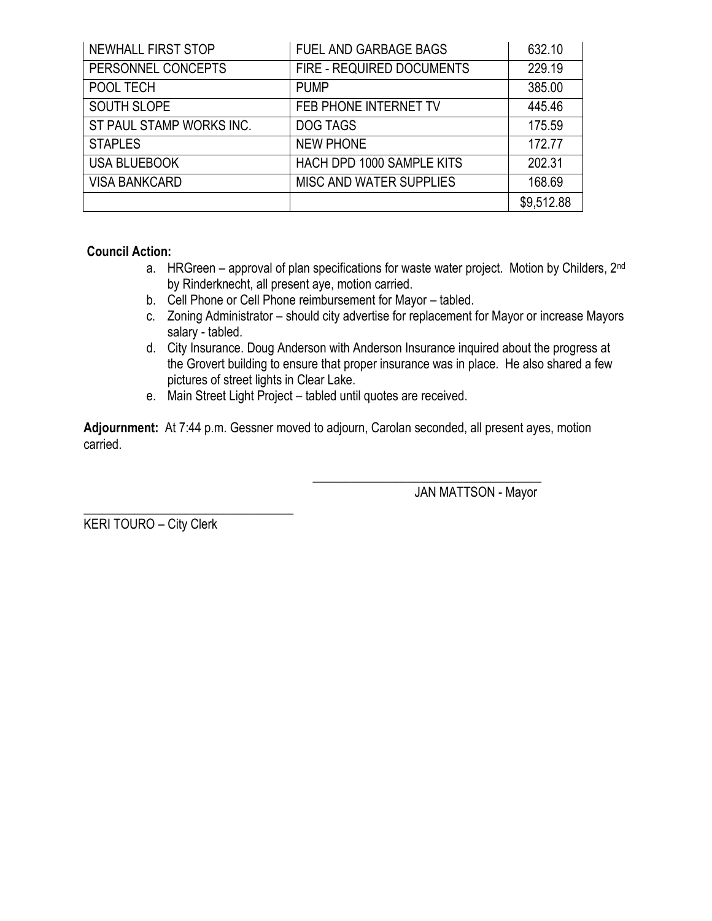| | | |
|---|---|---|
| NEWHALL FIRST STOP | FUEL AND GARBAGE BAGS | 632.10 |
| PERSONNEL CONCEPTS | FIRE - REQUIRED DOCUMENTS | 229.19 |
| POOL TECH | PUMP | 385.00 |
| SOUTH SLOPE | FEB PHONE INTERNET TV | 445.46 |
| ST PAUL STAMP WORKS INC. | DOG TAGS | 175.59 |
| STAPLES | NEW PHONE | 172.77 |
| USA BLUEBOOK | HACH DPD 1000 SAMPLE KITS | 202.31 |
| VISA BANKCARD | MISC AND WATER SUPPLIES | 168.69 |
| | | $9,512.88 |

**Council Action:**

a. HRGreen – approval of plan specifications for waste water project. Motion by Childers, 2nd by Rinderknecht, all present aye, motion carried.
b. Cell Phone or Cell Phone reimbursement for Mayor – tabled.
c. Zoning Administrator – should city advertise for replacement for Mayor or increase Mayors salary - tabled.
d. City Insurance. Doug Anderson with Anderson Insurance inquired about the progress at the Grovert building to ensure that proper insurance was in place. He also shared a few pictures of street lights in Clear Lake.
e. Main Street Light Project – tabled until quotes are received.

**Adjournment:** At 7:44 p.m. Gessner moved to adjourn, Carolan seconded, all present ayes, motion carried.

\_\_\_\_\_\_\_\_\_\_\_\_\_\_\_\_\_\_\_\_\_\_\_\_\_\_\_\_\_\_\_\_\_\_\_\_
JAN MATTSON - Mayor

\_\_\_\_\_\_\_\_\_\_\_\_\_\_\_\_\_\_\_\_\_\_\_\_\_\_\_\_\_\_\_\_\_\_\_\_
KERI TOURO – City Clerk